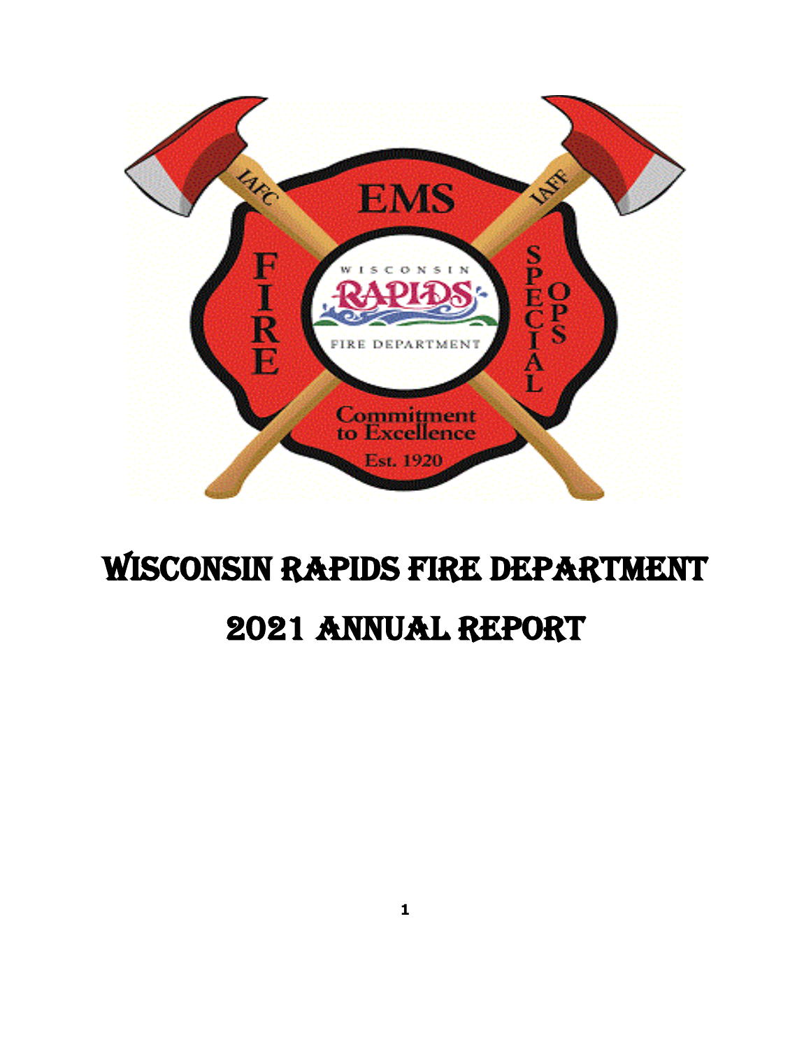# Wisconsin Rapids Fire Department

# 2021 Annual Report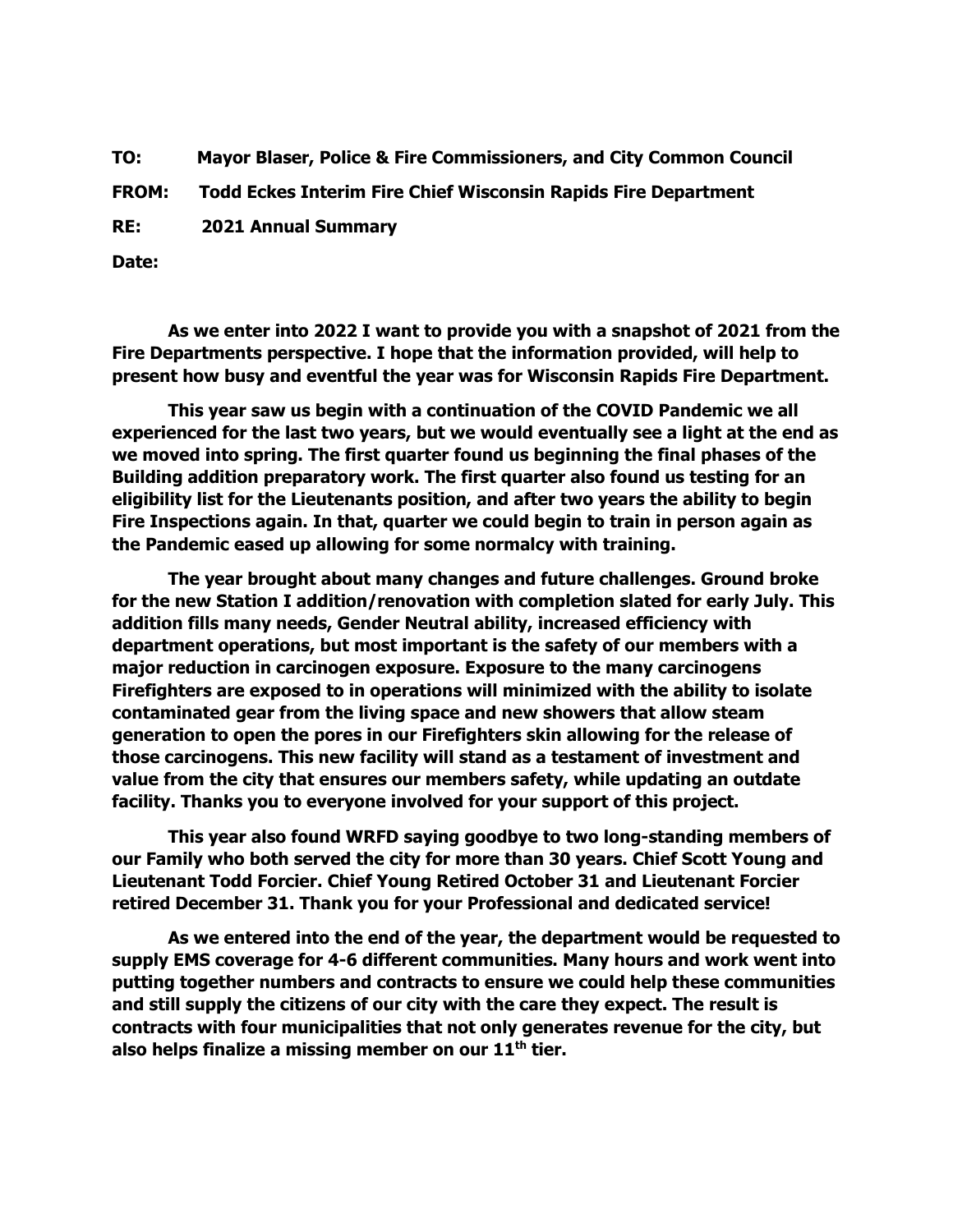**TO:** **Mayor Blaser, Police & Fire Commissioners, and City Common Council**

**FROM:** **Todd Eckes Interim Fire Chief Wisconsin Rapids Fire Department**

**RE:** **2021 Annual Summary**

**Date:**

**As we enter into 2022 I want to provide you with a snapshot of 2021 from the Fire Departments perspective. I hope that the information provided, will help to present how busy and eventful the year was for Wisconsin Rapids Fire Department.**

**This year saw us begin with a continuation of the COVID Pandemic we all experienced for the last two years, but we would eventually see a light at the end as we moved into spring. The first quarter found us beginning the final phases of the Building addition preparatory work. The first quarter also found us testing for an eligibility list for the Lieutenants position, and after two years the ability to begin Fire Inspections again. In that, quarter we could begin to train in person again as the Pandemic eased up allowing for some normalcy with training.**

**The year brought about many changes and future challenges. Ground broke for the new Station I addition/renovation with completion slated for early July. This addition fills many needs, Gender Neutral ability, increased efficiency with department operations, but most important is the safety of our members with a major reduction in carcinogen exposure. Exposure to the many carcinogens Firefighters are exposed to in operations will minimized with the ability to isolate contaminated gear from the living space and new showers that allow steam generation to open the pores in our Firefighters skin allowing for the release of those carcinogens. This new facility will stand as a testament of investment and value from the city that ensures our members safety, while updating an outdate facility. Thanks you to everyone involved for your support of this project.**

**This year also found WRFD saying goodbye to two long-standing members of our Family who both served the city for more than 30 years. Chief Scott Young and Lieutenant Todd Forcier. Chief Young Retired October 31 and Lieutenant Forcier retired December 31. Thank you for your Professional and dedicated service!**

**As we entered into the end of the year, the department would be requested to supply EMS coverage for 4-6 different communities. Many hours and work went into putting together numbers and contracts to ensure we could help these communities and still supply the citizens of our city with the care they expect. The result is contracts with four municipalities that not only generates revenue for the city, but also helps finalize a missing member on our 11th tier.**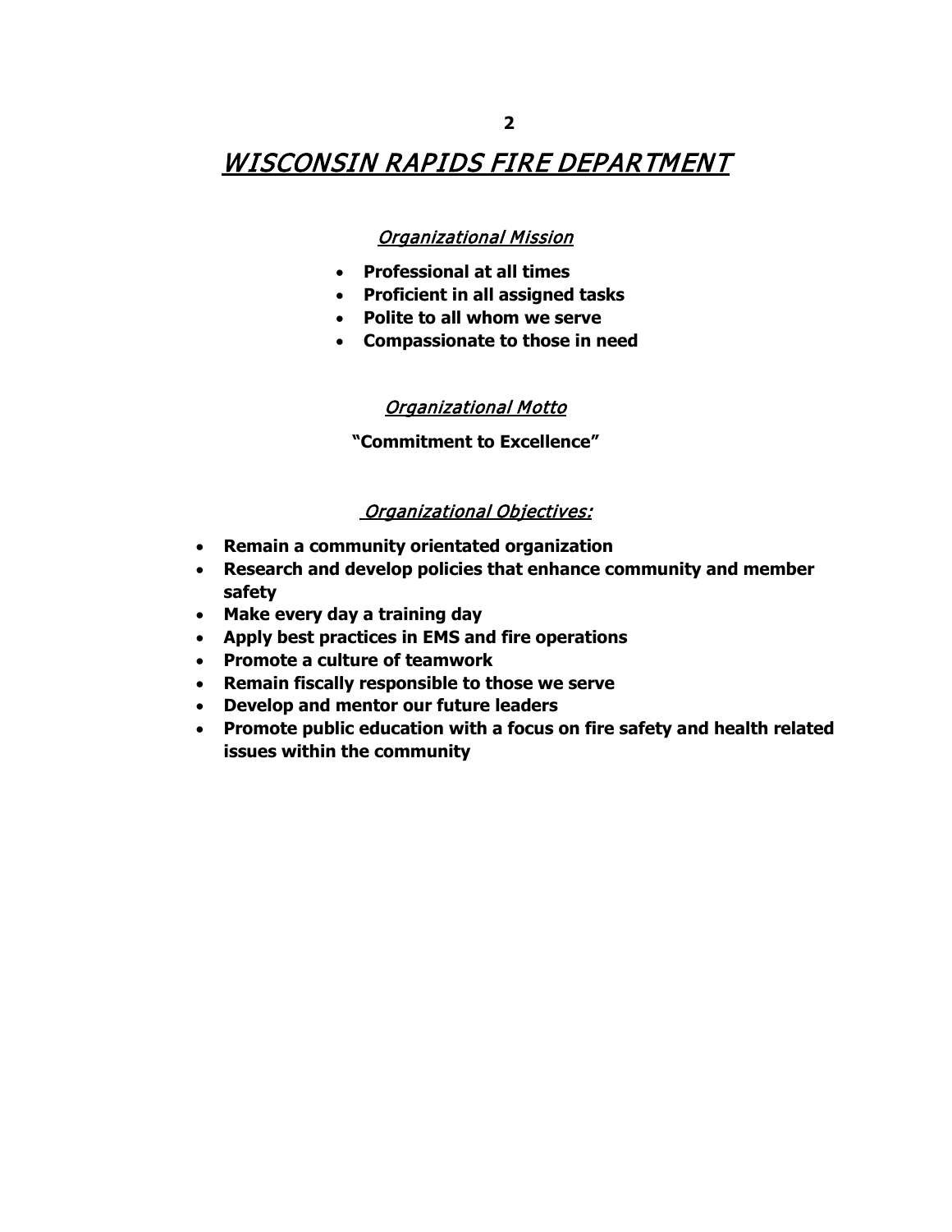# *WISCONSIN RAPIDS FIRE DEPARTMENT*

## *Organizational Mission*

- **Professional at all times**
- **Proficient in all assigned tasks**
- **Polite to all whom we serve**
- **Compassionate to those in need**

## *Organizational Motto*

**"Commitment to Excellence"**

## *Organizational Objectives:*

- **Remain a community orientated organization**
- **Research and develop policies that enhance community and member safety**
- **Make every day a training day**
- **Apply best practices in EMS and fire operations**
- **Promote a culture of teamwork**
- **Remain fiscally responsible to those we serve**
- **Develop and mentor our future leaders**
- **Promote public education with a focus on fire safety and health related issues within the community**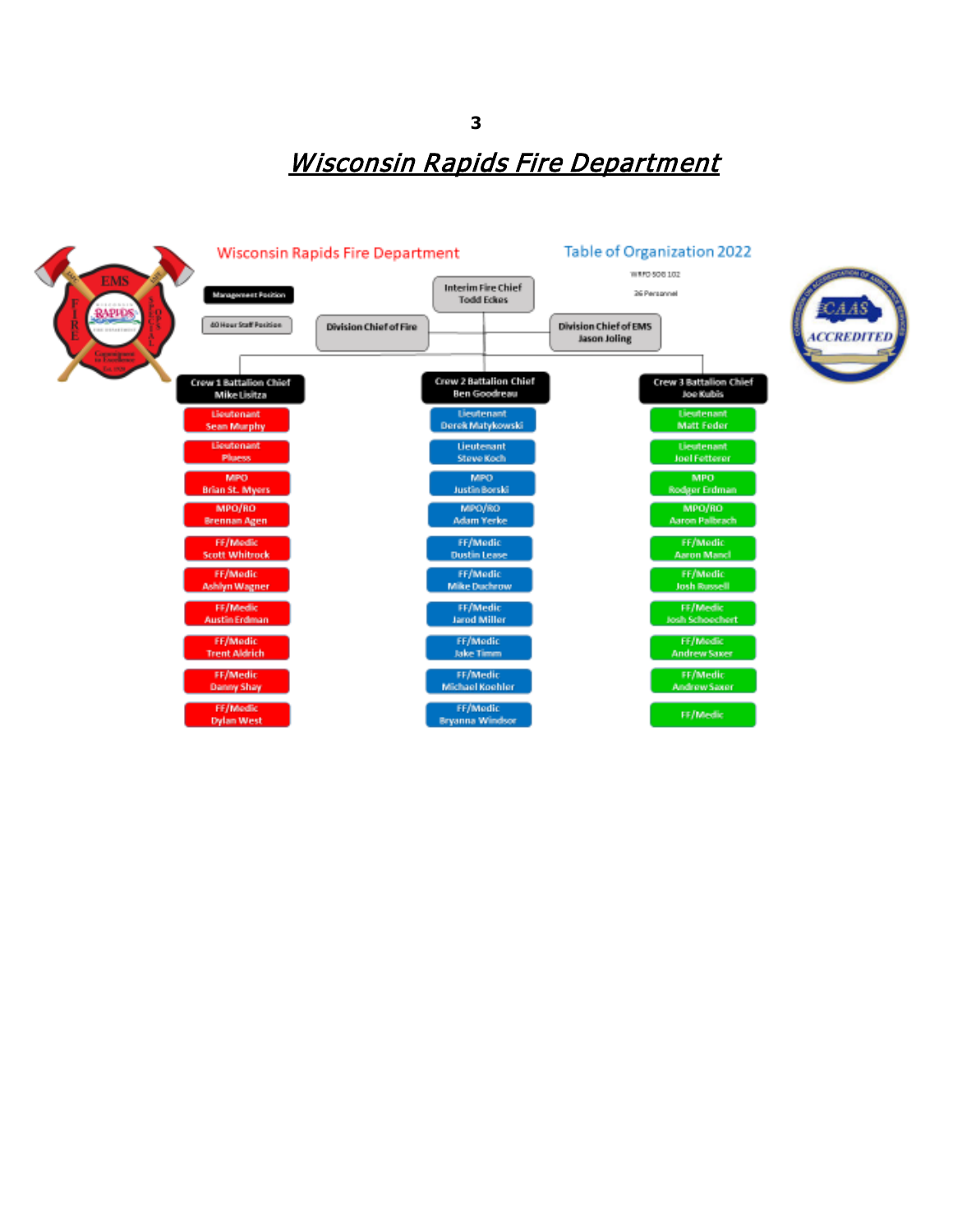# *Wisconsin Rapids Fire Department*

Wisconsin Rapids Fire Department

Table of Organization 2022

WRFD SOG 102

36 Personnel

Management Position

40 Hour Staff Position

Interim Fire Chief
Todd Eckes

Division Chief of Fire

Division Chief of EMS
Jason Joling

| Crew 1 Battalion Chief Mike Lisitza | Crew 2 Battalion Chief Ben Goodreau | Crew 3 Battalion Chief Joe Kubis |
|---|---|---|
| Lieutenant Sean Murphy | Lieutenant Derek Matykowski | Lieutenant Matt Feder |
| Lieutenant Pluess | Lieutenant Steve Koch | Lieutenant Joel Fetterer |
| MPO Brian St. Myers | MPO Justin Borski | MPO Rodger Erdman |
| MPO/RO Brennan Agen | MPO/RO Adam Yerke | MPO/RO Aaron Palbrach |
| FF/Medic Scott Whitrock | FF/Medic Dustin Lease | FF/Medic Aaron Mancl |
| FF/Medic Ashlyn Wagner | FF/Medic Mike Duchrow | FF/Medic Josh Russell |
| FF/Medic Austin Erdman | FF/Medic Jarod Miller | FF/Medic Josh Schoechert |
| FF/Medic Trent Aldrich | FF/Medic Jake Timm | FF/Medic Andrew Saxer |
| FF/Medic Danny Shay | FF/Medic Michael Koehler | FF/Medic Andrew Saxer |
| FF/Medic Dylan West | FF/Medic Bryanna Windsor | FF/Medic |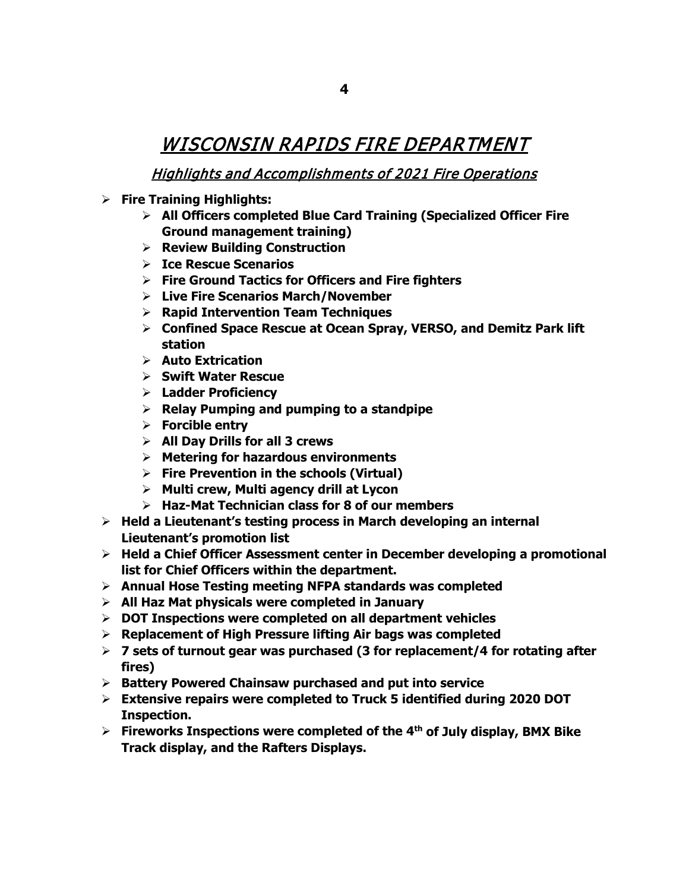# WISCONSIN RAPIDS FIRE DEPARTMENT

## Highlights and Accomplishments of 2021 Fire Operations

- **Fire Training Highlights:**
  - **All Officers completed Blue Card Training (Specialized Officer Fire Ground management training)**
  - **Review Building Construction**
  - **Ice Rescue Scenarios**
  - **Fire Ground Tactics for Officers and Fire fighters**
  - **Live Fire Scenarios March/November**
  - **Rapid Intervention Team Techniques**
  - **Confined Space Rescue at Ocean Spray, VERSO, and Demitz Park lift station**
  - **Auto Extrication**
  - **Swift Water Rescue**
  - **Ladder Proficiency**
  - **Relay Pumping and pumping to a standpipe**
  - **Forcible entry**
  - **All Day Drills for all 3 crews**
  - **Metering for hazardous environments**
  - **Fire Prevention in the schools (Virtual)**
  - **Multi crew, Multi agency drill at Lycon**
  - **Haz-Mat Technician class for 8 of our members**
- **Held a Lieutenant's testing process in March developing an internal Lieutenant's promotion list**
- **Held a Chief Officer Assessment center in December developing a promotional list for Chief Officers within the department.**
- **Annual Hose Testing meeting NFPA standards was completed**
- **All Haz Mat physicals were completed in January**
- **DOT Inspections were completed on all department vehicles**
- **Replacement of High Pressure lifting Air bags was completed**
- **7 sets of turnout gear was purchased (3 for replacement/4 for rotating after fires)**
- **Battery Powered Chainsaw purchased and put into service**
- **Extensive repairs were completed to Truck 5 identified during 2020 DOT Inspection.**
- **Fireworks Inspections were completed of the 4th of July display, BMX Bike Track display, and the Rafters Displays.**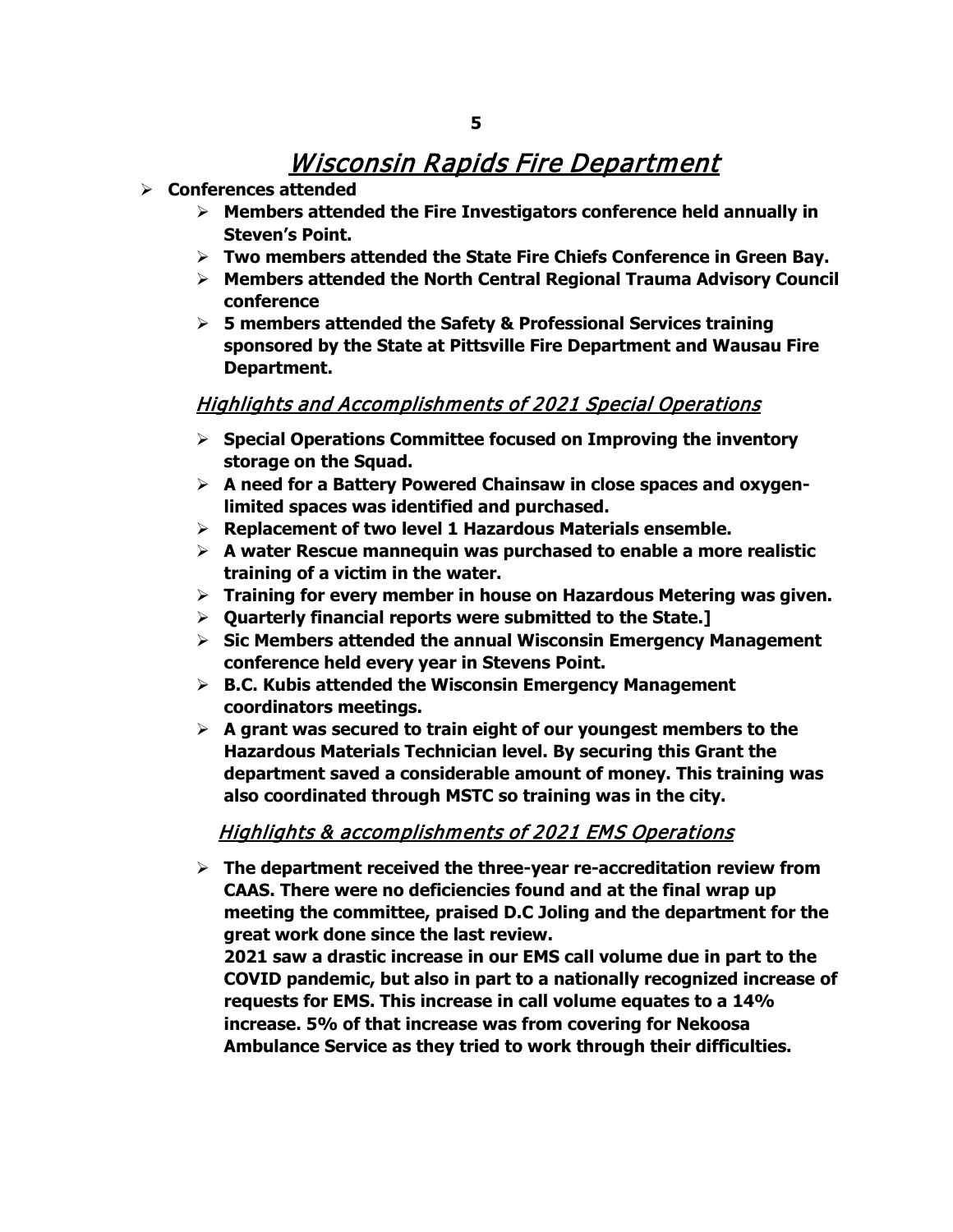# Wisconsin Rapids Fire Department

- **Conferences attended**
  - **Members attended the Fire Investigators conference held annually in Steven's Point.**
  - **Two members attended the State Fire Chiefs Conference in Green Bay.**
  - **Members attended the North Central Regional Trauma Advisory Council conference**
  - **5 members attended the Safety & Professional Services training sponsored by the State at Pittsville Fire Department and Wausau Fire Department.**

## Highlights and Accomplishments of 2021 Special Operations

- **Special Operations Committee focused on Improving the inventory storage on the Squad.**
- **A need for a Battery Powered Chainsaw in close spaces and oxygen-limited spaces was identified and purchased.**
- **Replacement of two level 1 Hazardous Materials ensemble.**
- **A water Rescue mannequin was purchased to enable a more realistic training of a victim in the water.**
- **Training for every member in house on Hazardous Metering was given.**
- **Quarterly financial reports were submitted to the State.]**
- **Sic Members attended the annual Wisconsin Emergency Management conference held every year in Stevens Point.**
- **B.C. Kubis attended the Wisconsin Emergency Management coordinators meetings.**
- **A grant was secured to train eight of our youngest members to the Hazardous Materials Technician level. By securing this Grant the department saved a considerable amount of money. This training was also coordinated through MSTC so training was in the city.**

## Highlights & accomplishments of 2021 EMS Operations

- **The department received the three-year re-accreditation review from CAAS. There were no deficiencies found and at the final wrap up meeting the committee, praised D.C Joling and the department for the great work done since the last review.**

  **2021 saw a drastic increase in our EMS call volume due in part to the COVID pandemic, but also in part to a nationally recognized increase of requests for EMS. This increase in call volume equates to a 14% increase. 5% of that increase was from covering for Nekoosa Ambulance Service as they tried to work through their difficulties.**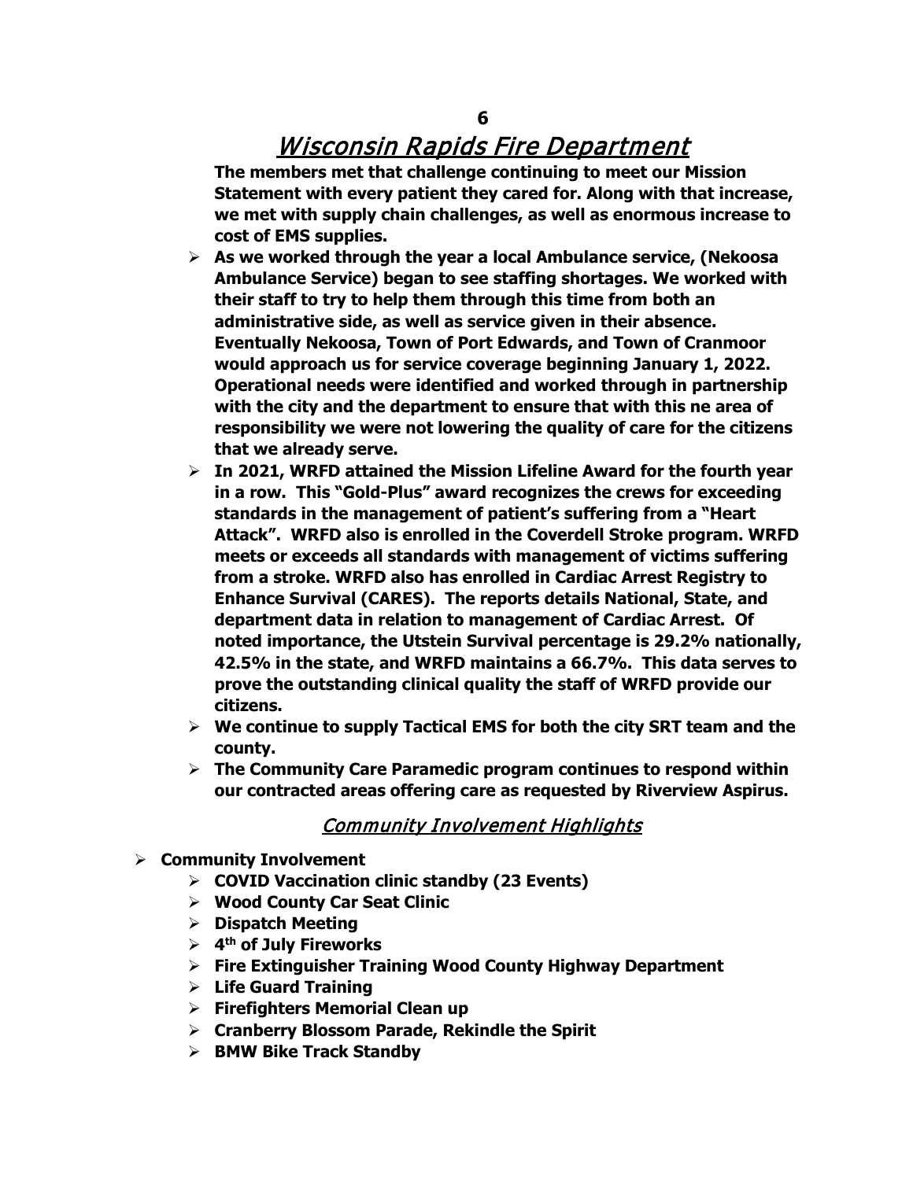# Wisconsin Rapids Fire Department

**The members met that challenge continuing to meet our Mission Statement with every patient they cared for. Along with that increase, we met with supply chain challenges, as well as enormous increase to cost of EMS supplies.**

- **As we worked through the year a local Ambulance service, (Nekoosa Ambulance Service) began to see staffing shortages. We worked with their staff to try to help them through this time from both an administrative side, as well as service given in their absence. Eventually Nekoosa, Town of Port Edwards, and Town of Cranmoor would approach us for service coverage beginning January 1, 2022. Operational needs were identified and worked through in partnership with the city and the department to ensure that with this ne area of responsibility we were not lowering the quality of care for the citizens that we already serve.**
- **In 2021, WRFD attained the Mission Lifeline Award for the fourth year in a row. This "Gold-Plus" award recognizes the crews for exceeding standards in the management of patient's suffering from a "Heart Attack". WRFD also is enrolled in the Coverdell Stroke program. WRFD meets or exceeds all standards with management of victims suffering from a stroke. WRFD also has enrolled in Cardiac Arrest Registry to Enhance Survival (CARES). The reports details National, State, and department data in relation to management of Cardiac Arrest. Of noted importance, the Utstein Survival percentage is 29.2% nationally, 42.5% in the state, and WRFD maintains a 66.7%. This data serves to prove the outstanding clinical quality the staff of WRFD provide our citizens.**
- **We continue to supply Tactical EMS for both the city SRT team and the county.**
- **The Community Care Paramedic program continues to respond within our contracted areas offering care as requested by Riverview Aspirus.**

## Community Involvement Highlights

- **Community Involvement**
  - **COVID Vaccination clinic standby (23 Events)**
  - **Wood County Car Seat Clinic**
  - **Dispatch Meeting**
  - **4th of July Fireworks**
  - **Fire Extinguisher Training Wood County Highway Department**
  - **Life Guard Training**
  - **Firefighters Memorial Clean up**
  - **Cranberry Blossom Parade, Rekindle the Spirit**
  - **BMW Bike Track Standby**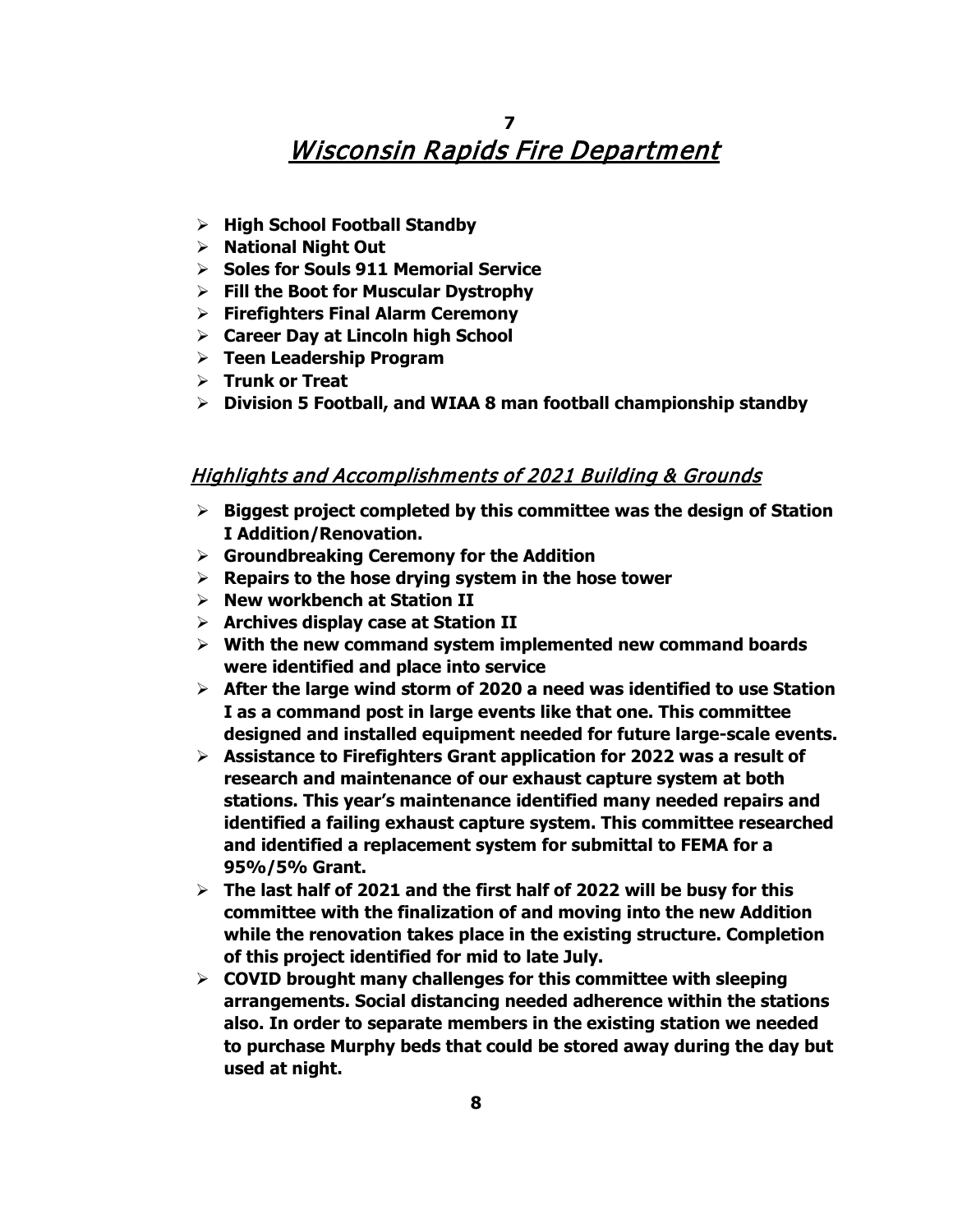# Wisconsin Rapids Fire Department

- **High School Football Standby**
- **National Night Out**
- **Soles for Souls 911 Memorial Service**
- **Fill the Boot for Muscular Dystrophy**
- **Firefighters Final Alarm Ceremony**
- **Career Day at Lincoln high School**
- **Teen Leadership Program**
- **Trunk or Treat**
- **Division 5 Football, and WIAA 8 man football championship standby**

## Highlights and Accomplishments of 2021 Building & Grounds

- **Biggest project completed by this committee was the design of Station I Addition/Renovation.**
- **Groundbreaking Ceremony for the Addition**
- **Repairs to the hose drying system in the hose tower**
- **New workbench at Station II**
- **Archives display case at Station II**
- **With the new command system implemented new command boards were identified and place into service**
- **After the large wind storm of 2020 a need was identified to use Station I as a command post in large events like that one. This committee designed and installed equipment needed for future large-scale events.**
- **Assistance to Firefighters Grant application for 2022 was a result of research and maintenance of our exhaust capture system at both stations. This year's maintenance identified many needed repairs and identified a failing exhaust capture system. This committee researched and identified a replacement system for submittal to FEMA for a 95%/5% Grant.**
- **The last half of 2021 and the first half of 2022 will be busy for this committee with the finalization of and moving into the new Addition while the renovation takes place in the existing structure. Completion of this project identified for mid to late July.**
- **COVID brought many challenges for this committee with sleeping arrangements. Social distancing needed adherence within the stations also. In order to separate members in the existing station we needed to purchase Murphy beds that could be stored away during the day but used at night.**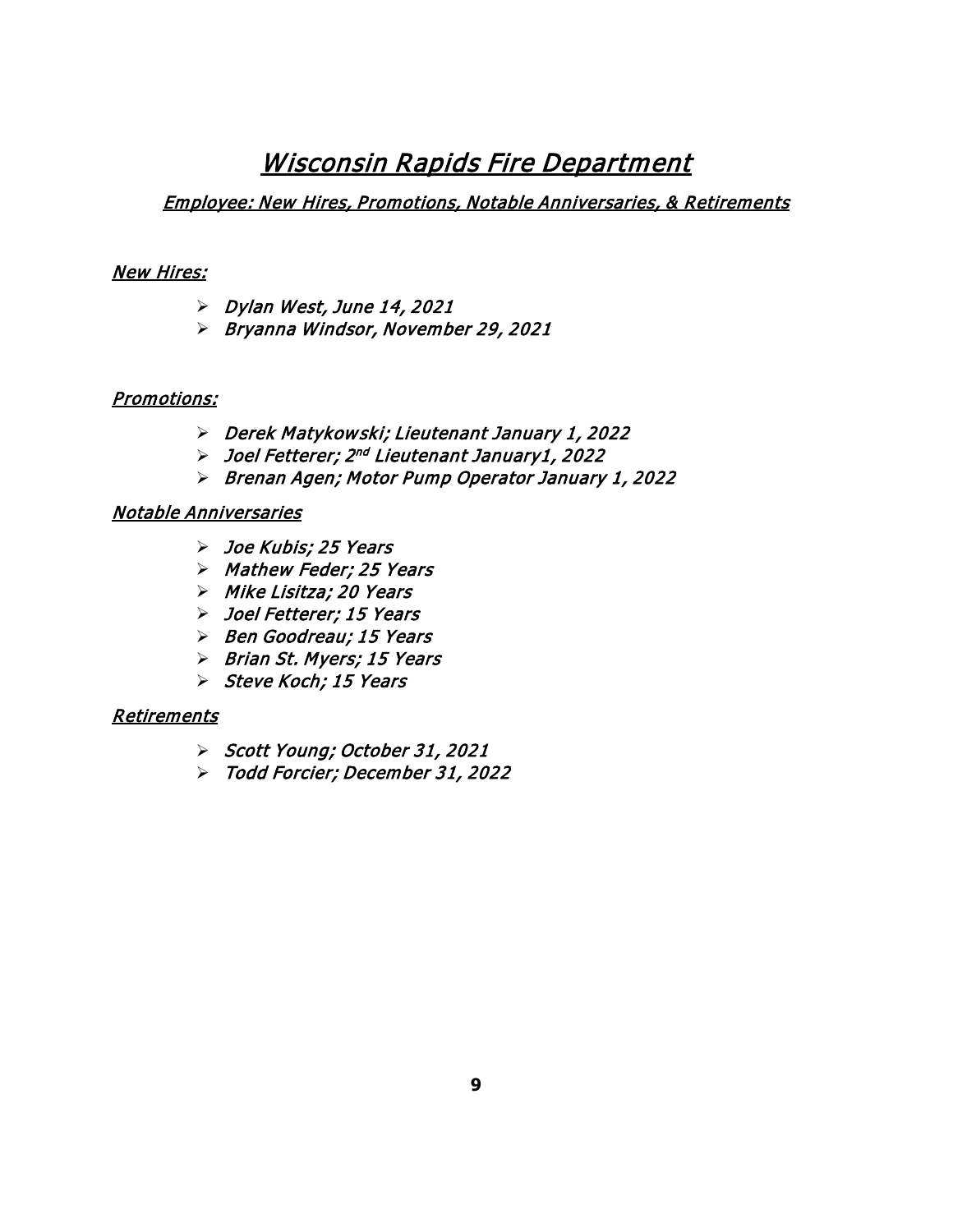# *Wisconsin Rapids Fire Department*

## *Employee: New Hires, Promotions, Notable Anniversaries, & Retirements*

### *New Hires:*

- *Dylan West, June 14, 2021*
- *Bryanna Windsor, November 29, 2021*

### *Promotions:*

- *Derek Matykowski; Lieutenant January 1, 2022*
- *Joel Fetterer; 2nd Lieutenant January1, 2022*
- *Brenan Agen; Motor Pump Operator January 1, 2022*

### *Notable Anniversaries*

- *Joe Kubis; 25 Years*
- *Mathew Feder; 25 Years*
- *Mike Lisitza; 20 Years*
- *Joel Fetterer; 15 Years*
- *Ben Goodreau; 15 Years*
- *Brian St. Myers; 15 Years*
- *Steve Koch; 15 Years*

### *Retirements*

- *Scott Young; October 31, 2021*
- *Todd Forcier; December 31, 2022*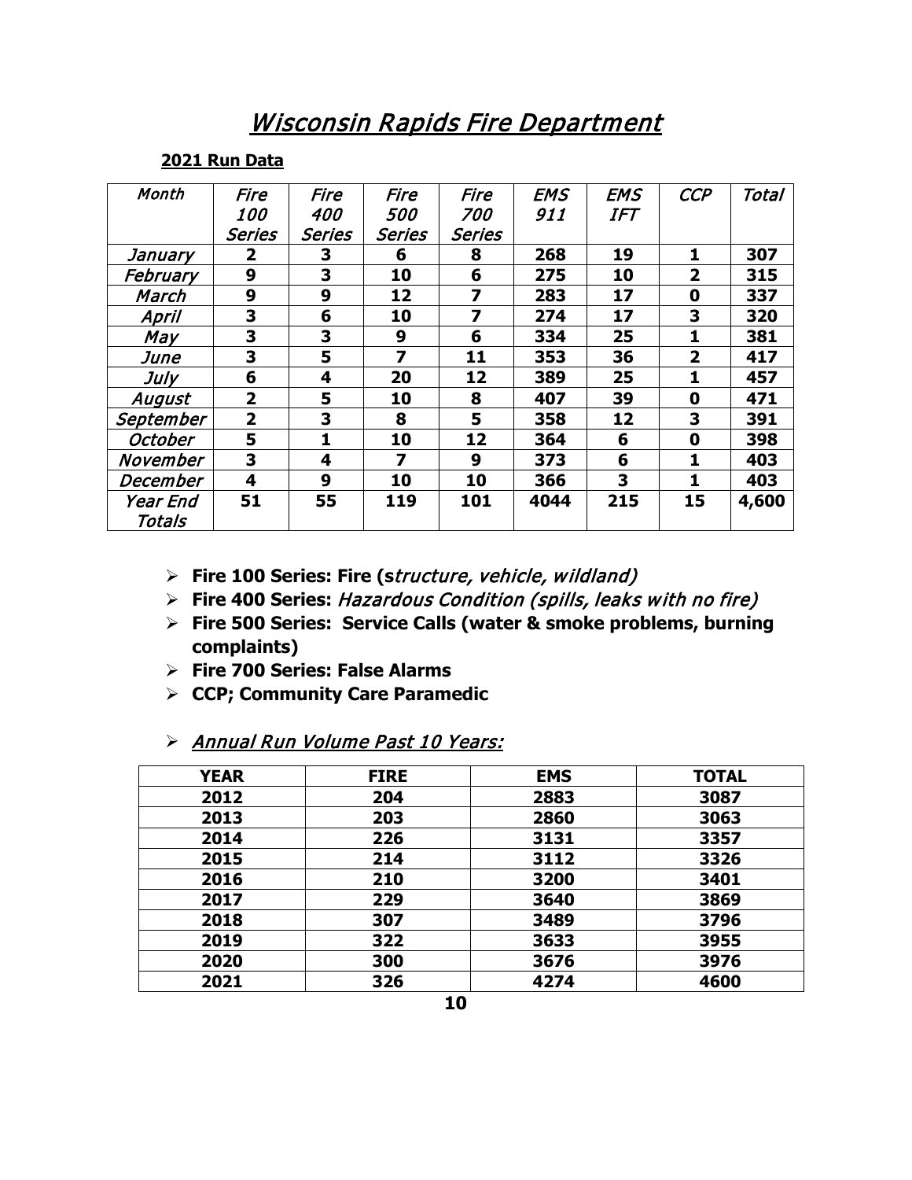# *Wisconsin Rapids Fire Department*

**2021 Run Data**

| *Month* | *Fire 100 Series* | *Fire 400 Series* | *Fire 500 Series* | *Fire 700 Series* | *EMS 911* | *EMS IFT* | *CCP* | *Total* |
|---|---|---|---|---|---|---|---|---|
| *January* | **2** | **3** | **6** | **8** | **268** | **19** | **1** | **307** |
| *February* | **9** | **3** | **10** | **6** | **275** | **10** | **2** | **315** |
| *March* | **9** | **9** | **12** | **7** | **283** | **17** | **0** | **337** |
| *April* | **3** | **6** | **10** | **7** | **274** | **17** | **3** | **320** |
| *May* | **3** | **3** | **9** | **6** | **334** | **25** | **1** | **381** |
| *June* | **3** | **5** | **7** | **11** | **353** | **36** | **2** | **417** |
| *July* | **6** | **4** | **20** | **12** | **389** | **25** | **1** | **457** |
| *August* | **2** | **5** | **10** | **8** | **407** | **39** | **0** | **471** |
| *September* | **2** | **3** | **8** | **5** | **358** | **12** | **3** | **391** |
| *October* | **5** | **1** | **10** | **12** | **364** | **6** | **0** | **398** |
| *November* | **3** | **4** | **7** | **9** | **373** | **6** | **1** | **403** |
| *December* | **4** | **9** | **10** | **10** | **366** | **3** | **1** | **403** |
| *Year End Totals* | **51** | **55** | **119** | **101** | **4044** | **215** | **15** | **4,600** |

- **Fire 100 Series: Fire (s*tructure, vehicle, wildland)***
- **Fire 400 Series:** *Hazardous Condition (spills, leaks with no fire)*
- **Fire 500 Series: Service Calls (water & smoke problems, burning complaints)**
- **Fire 700 Series: False Alarms**
- **CCP; Community Care Paramedic**
- *Annual Run Volume Past 10 Years:*

| YEAR | FIRE | EMS | TOTAL |
|---|---|---|---|
| 2012 | 204 | 2883 | 3087 |
| 2013 | 203 | 2860 | 3063 |
| 2014 | 226 | 3131 | 3357 |
| 2015 | 214 | 3112 | 3326 |
| 2016 | 210 | 3200 | 3401 |
| 2017 | 229 | 3640 | 3869 |
| 2018 | 307 | 3489 | 3796 |
| 2019 | 322 | 3633 | 3955 |
| 2020 | 300 | 3676 | 3976 |
| 2021 | 326 | 4274 | 4600 |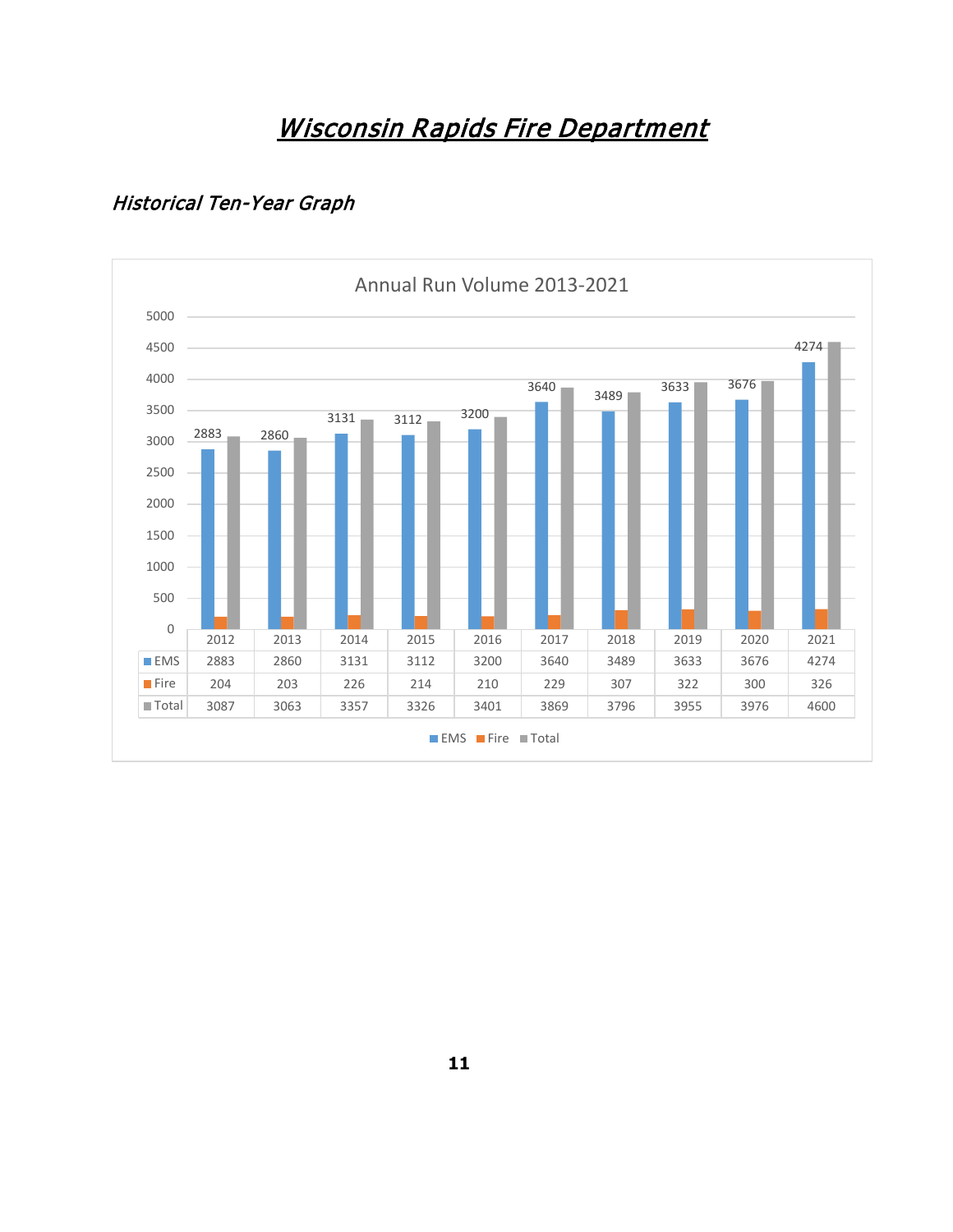# *Wisconsin Rapids Fire Department*

## *Historical Ten-Year Graph*

Annual Run Volume 2013-2021

| | 2012 | 2013 | 2014 | 2015 | 2016 | 2017 | 2018 | 2019 | 2020 | 2021 |
|---|---|---|---|---|---|---|---|---|---|---|
| EMS | 2883 | 2860 | 3131 | 3112 | 3200 | 3640 | 3489 | 3633 | 3676 | 4274 |
| Fire | 204 | 203 | 226 | 214 | 210 | 229 | 307 | 322 | 300 | 326 |
| Total | 3087 | 3063 | 3357 | 3326 | 3401 | 3869 | 3796 | 3955 | 3976 | 4600 |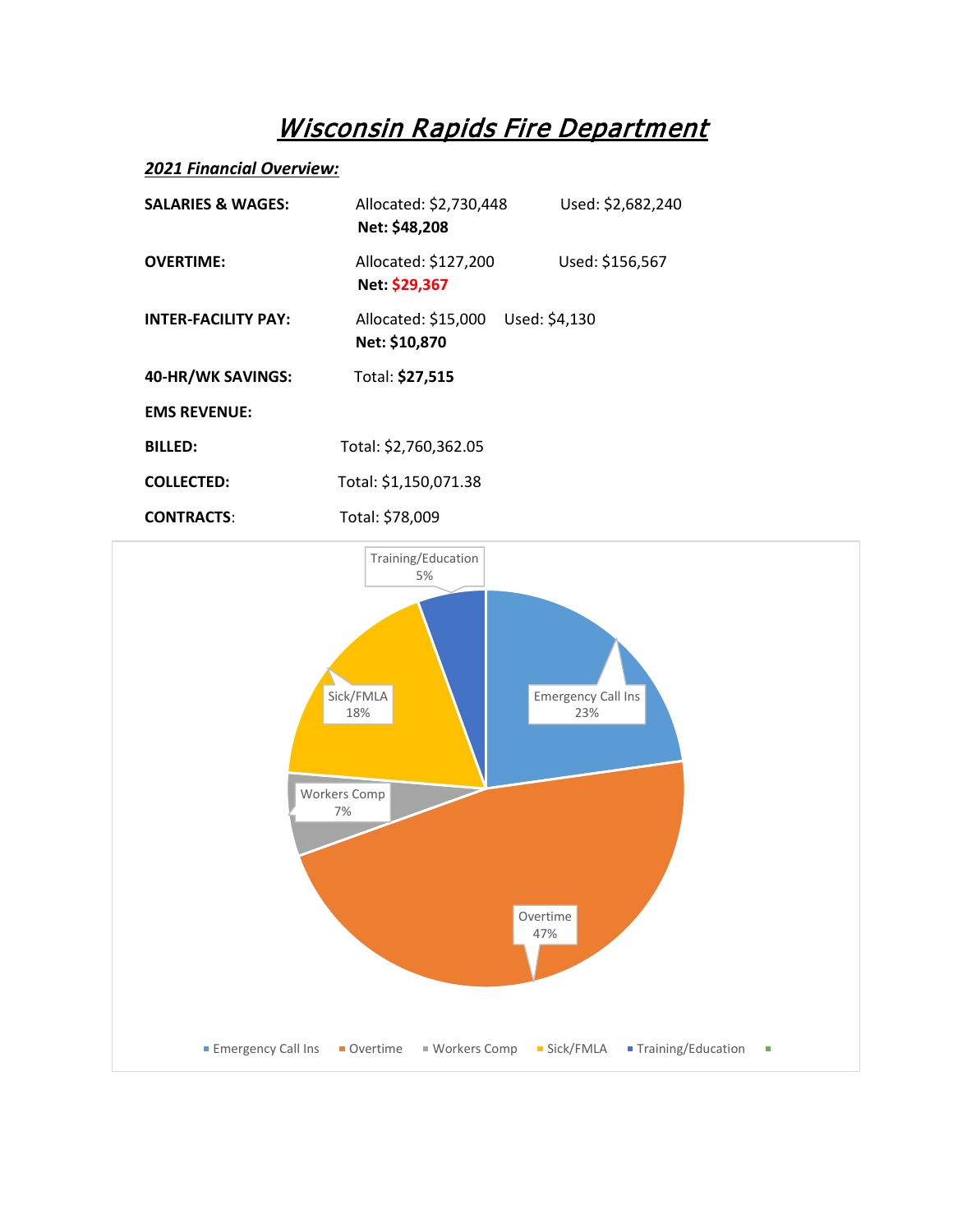# *Wisconsin Rapids Fire Department*

***2021 Financial Overview:***

**SALARIES & WAGES:** Allocated: $2,730,448 Used: $2,682,240
**Net: $48,208**

**OVERTIME:** Allocated: $127,200 Used: $156,567
**Net: $29,367**

**INTER-FACILITY PAY:** Allocated: $15,000 Used: $4,130
**Net: $10,870**

**40-HR/WK SAVINGS:** Total: **$27,515**

**EMS REVENUE:**

**BILLED:** Total: $2,760,362.05

**COLLECTED:** Total: $1,150,071.38

**CONTRACTS**: Total: $78,009

| Category | Percentage |
|---|---|
| Emergency Call Ins | 23% |
| Overtime | 47% |
| Workers Comp | 7% |
| Sick/FMLA | 18% |
| Training/Education | 5% |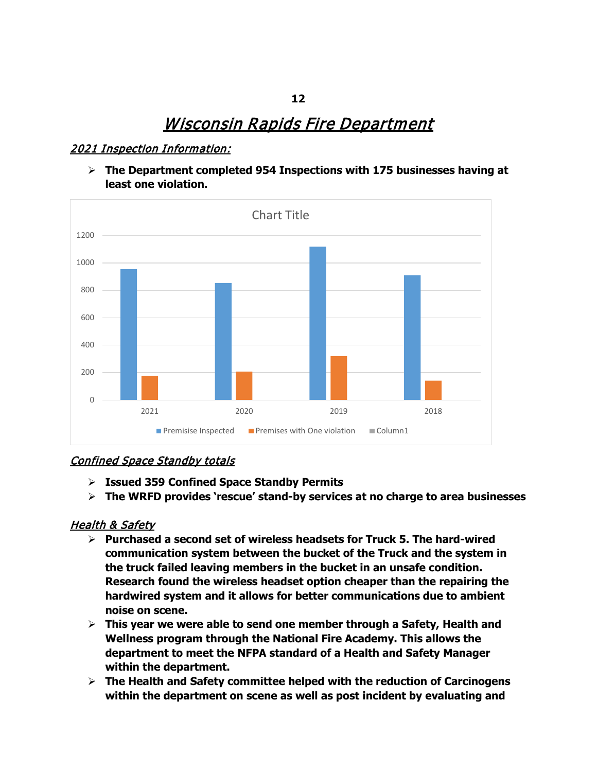# *Wisconsin Rapids Fire Department*

## *2021 Inspection Information:*

- **The Department completed 954 Inspections with 175 businesses having at least one violation.**

Chart Title

| | 2021 | 2020 | 2019 | 2018 |
|---|---|---|---|---|
| Premisise Inspected | 954 | 852 | 1115 | 907 |
| Premises with One violation | 175 | 205 | 318 | 140 |
| Column1 | | | | |

## *Confined Space Standby totals*

- **Issued 359 Confined Space Standby Permits**
- **The WRFD provides 'rescue' stand-by services at no charge to area businesses**

## *Health & Safety*

- **Purchased a second set of wireless headsets for Truck 5. The hard-wired communication system between the bucket of the Truck and the system in the truck failed leaving members in the bucket in an unsafe condition. Research found the wireless headset option cheaper than the repairing the hardwired system and it allows for better communications due to ambient noise on scene.**
- **This year we were able to send one member through a Safety, Health and Wellness program through the National Fire Academy. This allows the department to meet the NFPA standard of a Health and Safety Manager within the department.**
- **The Health and Safety committee helped with the reduction of Carcinogens within the department on scene as well as post incident by evaluating and**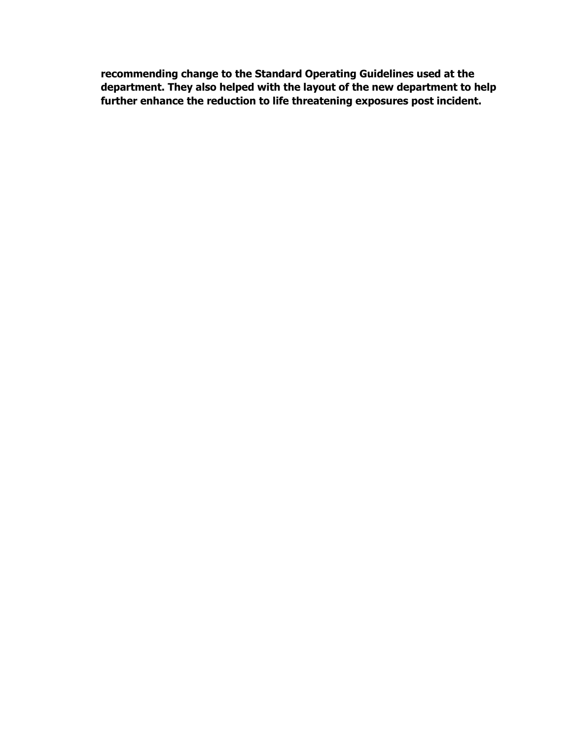**recommending change to the Standard Operating Guidelines used at the department. They also helped with the layout of the new department to help further enhance the reduction to life threatening exposures post incident.**